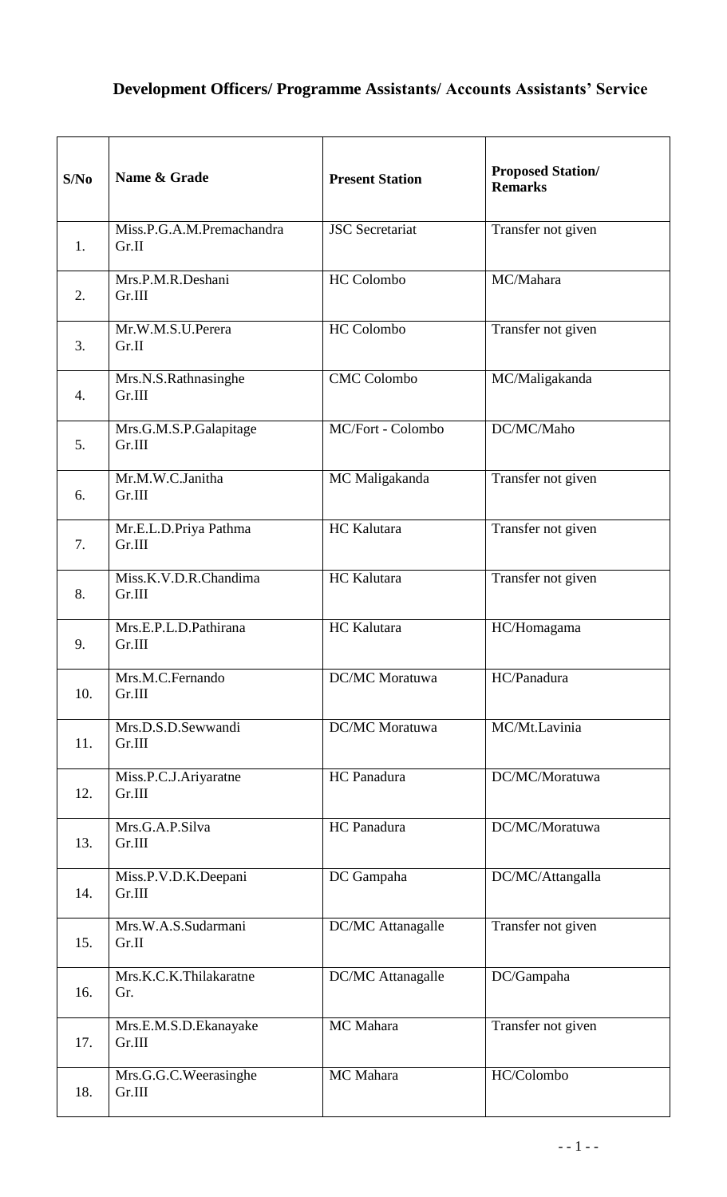# Development Officers/ Programme Assistants/ Accounts Assistants' Service

| S/No | Name & Grade | Present Station | Proposed Station/ Remarks |
|---|---|---|---|
| 1. | Miss.P.G.A.M.Premachandra Gr.II | JSC Secretariat | Transfer not given |
| 2. | Mrs.P.M.R.Deshani Gr.III | HC Colombo | MC/Mahara |
| 3. | Mr.W.M.S.U.Perera Gr.II | HC Colombo | Transfer not given |
| 4. | Mrs.N.S.Rathnasinghe Gr.III | CMC Colombo | MC/Maligakanda |
| 5. | Mrs.G.M.S.P.Galapitage Gr.III | MC/Fort - Colombo | DC/MC/Maho |
| 6. | Mr.M.W.C.Janitha Gr.III | MC Maligakanda | Transfer not given |
| 7. | Mr.E.L.D.Priya Pathma Gr.III | HC Kalutara | Transfer not given |
| 8. | Miss.K.V.D.R.Chandima Gr.III | HC Kalutara | Transfer not given |
| 9. | Mrs.E.P.L.D.Pathirana Gr.III | HC Kalutara | HC/Homagama |
| 10. | Mrs.M.C.Fernando Gr.III | DC/MC Moratuwa | HC/Panadura |
| 11. | Mrs.D.S.D.Sewwandi Gr.III | DC/MC Moratuwa | MC/Mt.Lavinia |
| 12. | Miss.P.C.J.Ariyaratne Gr.III | HC Panadura | DC/MC/Moratuwa |
| 13. | Mrs.G.A.P.Silva Gr.III | HC Panadura | DC/MC/Moratuwa |
| 14. | Miss.P.V.D.K.Deepani Gr.III | DC Gampaha | DC/MC/Attangalla |
| 15. | Mrs.W.A.S.Sudarmani Gr.II | DC/MC Attanagalle | Transfer not given |
| 16. | Mrs.K.C.K.Thilakaratne Gr. | DC/MC Attanagalle | DC/Gampaha |
| 17. | Mrs.E.M.S.D.Ekanayake Gr.III | MC Mahara | Transfer not given |
| 18. | Mrs.G.G.C.Weerasinghe Gr.III | MC Mahara | HC/Colombo |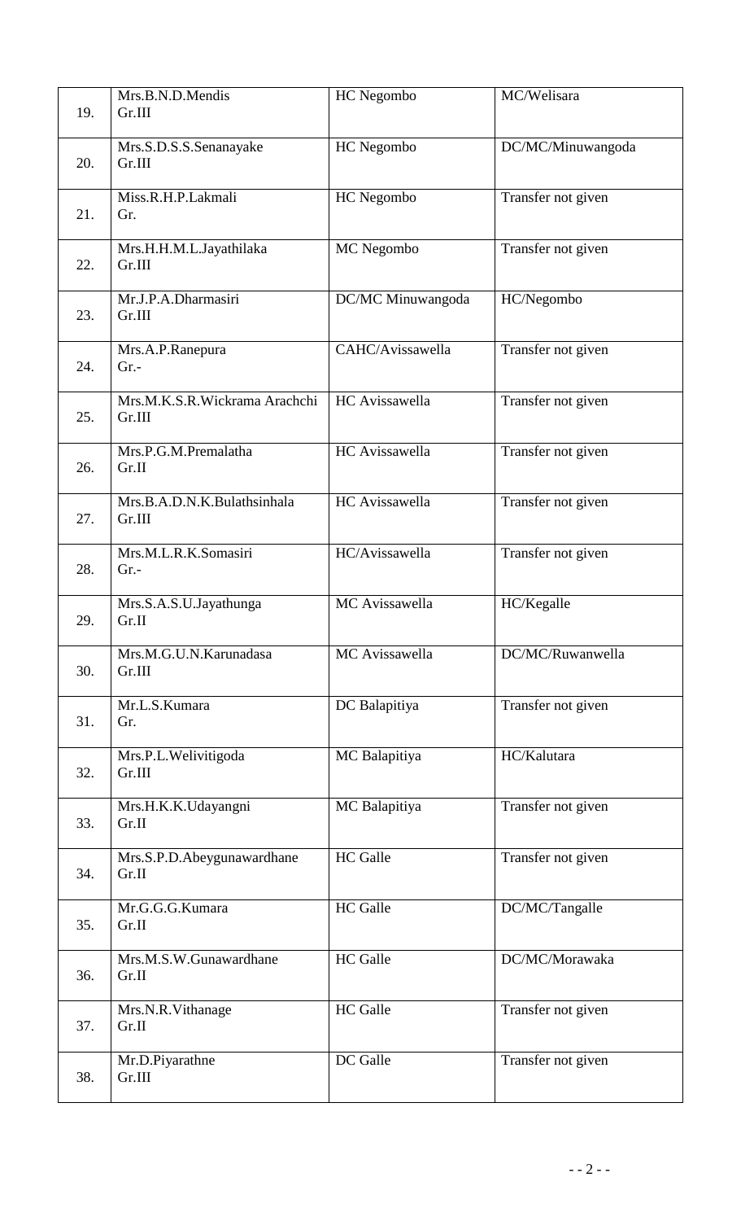| | | | |
|---|---|---|---|
| 19. | Mrs.B.N.D.Mendis<br>Gr.III | HC Negombo | MC/Welisara |
| 20. | Mrs.S.D.S.S.Senanayake<br>Gr.III | HC Negombo | DC/MC/Minuwangoda |
| 21. | Miss.R.H.P.Lakmali<br>Gr. | HC Negombo | Transfer not given |
| 22. | Mrs.H.H.M.L.Jayathilaka<br>Gr.III | MC Negombo | Transfer not given |
| 23. | Mr.J.P.A.Dharmasiri<br>Gr.III | DC/MC Minuwangoda | HC/Negombo |
| 24. | Mrs.A.P.Ranepura<br>Gr.- | CAHC/Avissawella | Transfer not given |
| 25. | Mrs.M.K.S.R.Wickrama Arachchi<br>Gr.III | HC Avissawella | Transfer not given |
| 26. | Mrs.P.G.M.Premalatha<br>Gr.II | HC Avissawella | Transfer not given |
| 27. | Mrs.B.A.D.N.K.Bulathsinhala<br>Gr.III | HC Avissawella | Transfer not given |
| 28. | Mrs.M.L.R.K.Somasiri<br>Gr.- | HC/Avissawella | Transfer not given |
| 29. | Mrs.S.A.S.U.Jayathunga<br>Gr.II | MC Avissawella | HC/Kegalle |
| 30. | Mrs.M.G.U.N.Karunadasa<br>Gr.III | MC Avissawella | DC/MC/Ruwanwella |
| 31. | Mr.L.S.Kumara<br>Gr. | DC Balapitiya | Transfer not given |
| 32. | Mrs.P.L.Welivitigoda<br>Gr.III | MC Balapitiya | HC/Kalutara |
| 33. | Mrs.H.K.K.Udayangni<br>Gr.II | MC Balapitiya | Transfer not given |
| 34. | Mrs.S.P.D.Abeygunawardhane<br>Gr.II | HC Galle | Transfer not given |
| 35. | Mr.G.G.G.Kumara<br>Gr.II | HC Galle | DC/MC/Tangalle |
| 36. | Mrs.M.S.W.Gunawardhane<br>Gr.II | HC Galle | DC/MC/Morawaka |
| 37. | Mrs.N.R.Vithanage<br>Gr.II | HC Galle | Transfer not given |
| 38. | Mr.D.Piyarathne<br>Gr.III | DC Galle | Transfer not given |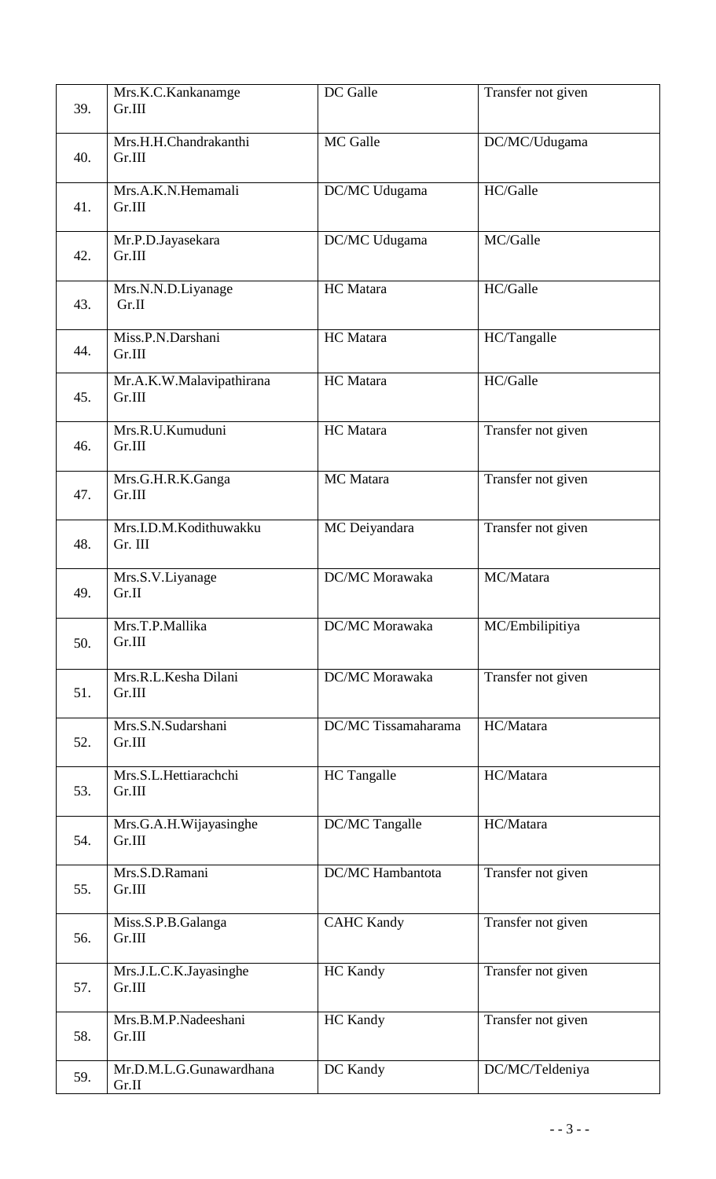| | | | |
|---|---|---|---|
| 39. | Mrs.K.C.Kankanamge Gr.III | DC Galle | Transfer not given |
| 40. | Mrs.H.H.Chandrakanthi Gr.III | MC Galle | DC/MC/Udugama |
| 41. | Mrs.A.K.N.Hemamali Gr.III | DC/MC Udugama | HC/Galle |
| 42. | Mr.P.D.Jayasekara Gr.III | DC/MC Udugama | MC/Galle |
| 43. | Mrs.N.N.D.Liyanage Gr.II | HC Matara | HC/Galle |
| 44. | Miss.P.N.Darshani Gr.III | HC Matara | HC/Tangalle |
| 45. | Mr.A.K.W.Malavipathirana Gr.III | HC Matara | HC/Galle |
| 46. | Mrs.R.U.Kumuduni Gr.III | HC Matara | Transfer not given |
| 47. | Mrs.G.H.R.K.Ganga Gr.III | MC Matara | Transfer not given |
| 48. | Mrs.I.D.M.Kodithuwakku Gr. III | MC Deiyandara | Transfer not given |
| 49. | Mrs.S.V.Liyanage Gr.II | DC/MC Morawaka | MC/Matara |
| 50. | Mrs.T.P.Mallika Gr.III | DC/MC Morawaka | MC/Embilipitiya |
| 51. | Mrs.R.L.Kesha Dilani Gr.III | DC/MC Morawaka | Transfer not given |
| 52. | Mrs.S.N.Sudarshani Gr.III | DC/MC Tissamaharama | HC/Matara |
| 53. | Mrs.S.L.Hettiarachchi Gr.III | HC Tangalle | HC/Matara |
| 54. | Mrs.G.A.H.Wijayasinghe Gr.III | DC/MC Tangalle | HC/Matara |
| 55. | Mrs.S.D.Ramani Gr.III | DC/MC Hambantota | Transfer not given |
| 56. | Miss.S.P.B.Galanga Gr.III | CAHC Kandy | Transfer not given |
| 57. | Mrs.J.L.C.K.Jayasinghe Gr.III | HC Kandy | Transfer not given |
| 58. | Mrs.B.M.P.Nadeeshani Gr.III | HC Kandy | Transfer not given |
| 59. | Mr.D.M.L.G.Gunawardhana Gr.II | DC Kandy | DC/MC/Teldeniya |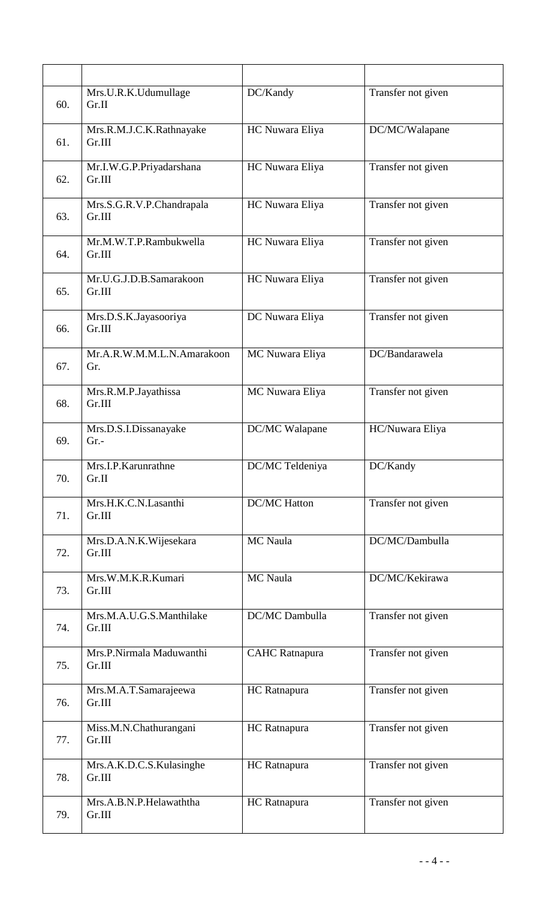|  |  |  |  |
|---|---|---|---|
| 60. | Mrs.U.R.K.Udumullage Gr.II | DC/Kandy | Transfer not given |
| 61. | Mrs.R.M.J.C.K.Rathnayake Gr.III | HC Nuwara Eliya | DC/MC/Walapane |
| 62. | Mr.I.W.G.P.Priyadarshana Gr.III | HC Nuwara Eliya | Transfer not given |
| 63. | Mrs.S.G.R.V.P.Chandrapala Gr.III | HC Nuwara Eliya | Transfer not given |
| 64. | Mr.M.W.T.P.Rambukwella Gr.III | HC Nuwara Eliya | Transfer not given |
| 65. | Mr.U.G.J.D.B.Samarakoon Gr.III | HC Nuwara Eliya | Transfer not given |
| 66. | Mrs.D.S.K.Jayasooriya Gr.III | DC Nuwara Eliya | Transfer not given |
| 67. | Mr.A.R.W.M.M.L.N.Amarakoon Gr. | MC Nuwara Eliya | DC/Bandarawela |
| 68. | Mrs.R.M.P.Jayathissa Gr.III | MC Nuwara Eliya | Transfer not given |
| 69. | Mrs.D.S.I.Dissanayake Gr.- | DC/MC Walapane | HC/Nuwara Eliya |
| 70. | Mrs.I.P.Karunrathne Gr.II | DC/MC Teldeniya | DC/Kandy |
| 71. | Mrs.H.K.C.N.Lasanthi Gr.III | DC/MC Hatton | Transfer not given |
| 72. | Mrs.D.A.N.K.Wijesekara Gr.III | MC Naula | DC/MC/Dambulla |
| 73. | Mrs.W.M.K.R.Kumari Gr.III | MC Naula | DC/MC/Kekirawa |
| 74. | Mrs.M.A.U.G.S.Manthilake Gr.III | DC/MC Dambulla | Transfer not given |
| 75. | Mrs.P.Nirmala Maduwanthi Gr.III | CAHC Ratnapura | Transfer not given |
| 76. | Mrs.M.A.T.Samarajeewa Gr.III | HC Ratnapura | Transfer not given |
| 77. | Miss.M.N.Chathurangani Gr.III | HC Ratnapura | Transfer not given |
| 78. | Mrs.A.K.D.C.S.Kulasinghe Gr.III | HC Ratnapura | Transfer not given |
| 79. | Mrs.A.B.N.P.Helawaththa Gr.III | HC Ratnapura | Transfer not given |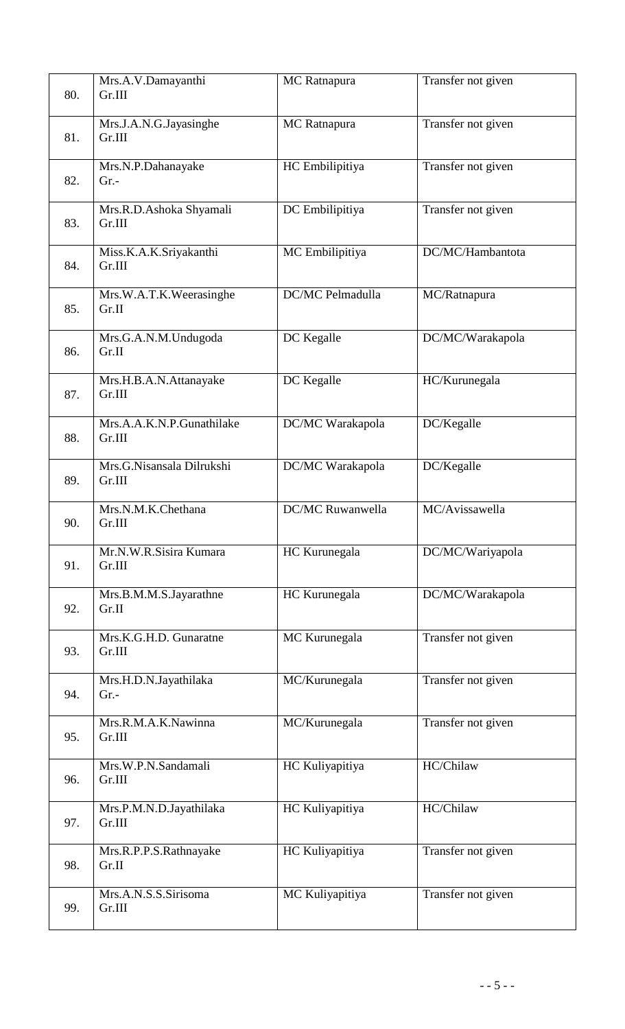| | | | |
|---|---|---|---|
| 80. | Mrs.A.V.Damayanthi<br>Gr.III | MC Ratnapura | Transfer not given |
| 81. | Mrs.J.A.N.G.Jayasinghe<br>Gr.III | MC Ratnapura | Transfer not given |
| 82. | Mrs.N.P.Dahanayake<br>Gr.- | HC Embilipitiya | Transfer not given |
| 83. | Mrs.R.D.Ashoka Shyamali<br>Gr.III | DC Embilipitiya | Transfer not given |
| 84. | Miss.K.A.K.Sriyakanthi<br>Gr.III | MC Embilipitiya | DC/MC/Hambantota |
| 85. | Mrs.W.A.T.K.Weerasinghe<br>Gr.II | DC/MC Pelmadulla | MC/Ratnapura |
| 86. | Mrs.G.A.N.M.Undugoda<br>Gr.II | DC Kegalle | DC/MC/Warakapola |
| 87. | Mrs.H.B.A.N.Attanayake<br>Gr.III | DC Kegalle | HC/Kurunegala |
| 88. | Mrs.A.A.K.N.P.Gunathilake<br>Gr.III | DC/MC Warakapola | DC/Kegalle |
| 89. | Mrs.G.Nisansala Dilrukshi<br>Gr.III | DC/MC Warakapola | DC/Kegalle |
| 90. | Mrs.N.M.K.Chethana<br>Gr.III | DC/MC Ruwanwella | MC/Avissawella |
| 91. | Mr.N.W.R.Sisira Kumara<br>Gr.III | HC Kurunegala | DC/MC/Wariyapola |
| 92. | Mrs.B.M.M.S.Jayarathne<br>Gr.II | HC Kurunegala | DC/MC/Warakapola |
| 93. | Mrs.K.G.H.D. Gunaratne<br>Gr.III | MC Kurunegala | Transfer not given |
| 94. | Mrs.H.D.N.Jayathilaka<br>Gr.- | MC/Kurunegala | Transfer not given |
| 95. | Mrs.R.M.A.K.Nawinna<br>Gr.III | MC/Kurunegala | Transfer not given |
| 96. | Mrs.W.P.N.Sandamali<br>Gr.III | HC Kuliyapitiya | HC/Chilaw |
| 97. | Mrs.P.M.N.D.Jayathilaka<br>Gr.III | HC Kuliyapitiya | HC/Chilaw |
| 98. | Mrs.R.P.P.S.Rathnayake<br>Gr.II | HC Kuliyapitiya | Transfer not given |
| 99. | Mrs.A.N.S.S.Sirisoma<br>Gr.III | MC Kuliyapitiya | Transfer not given |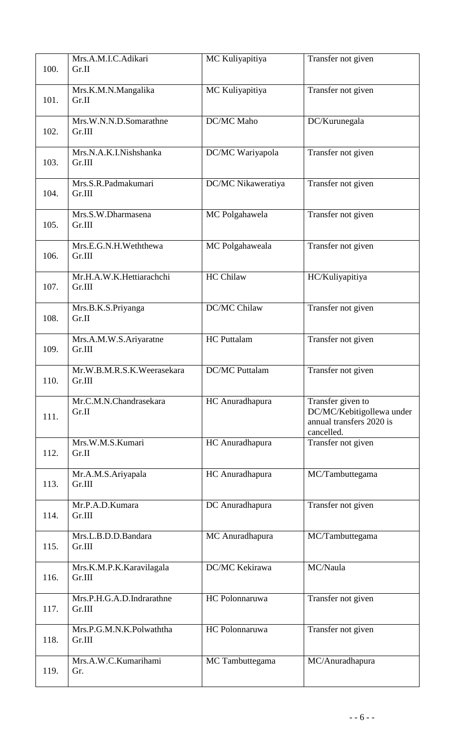| | | | |
|---|---|---|---|
| 100. | Mrs.A.M.I.C.Adikari Gr.II | MC Kuliyapitiya | Transfer not given |
| 101. | Mrs.K.M.N.Mangalika Gr.II | MC Kuliyapitiya | Transfer not given |
| 102. | Mrs.W.N.N.D.Somarathne Gr.III | DC/MC Maho | DC/Kurunegala |
| 103. | Mrs.N.A.K.I.Nishshanka Gr.III | DC/MC Wariyapola | Transfer not given |
| 104. | Mrs.S.R.Padmakumari Gr.III | DC/MC Nikaweratiya | Transfer not given |
| 105. | Mrs.S.W.Dharmasena Gr.III | MC Polgahawela | Transfer not given |
| 106. | Mrs.E.G.N.H.Weththewa Gr.III | MC Polgahaweala | Transfer not given |
| 107. | Mr.H.A.W.K.Hettiarachchi Gr.III | HC Chilaw | HC/Kuliyapitiya |
| 108. | Mrs.B.K.S.Priyanga Gr.II | DC/MC Chilaw | Transfer not given |
| 109. | Mrs.A.M.W.S.Ariyaratne Gr.III | HC Puttalam | Transfer not given |
| 110. | Mr.W.B.M.R.S.K.Weerasekara Gr.III | DC/MC Puttalam | Transfer not given |
| 111. | Mr.C.M.N.Chandrasekara Gr.II | HC Anuradhapura | Transfer given to DC/MC/Kebitigollewa under annual transfers 2020 is cancelled. |
| 112. | Mrs.W.M.S.Kumari Gr.II | HC Anuradhapura | Transfer not given |
| 113. | Mr.A.M.S.Ariyapala Gr.III | HC Anuradhapura | MC/Tambuttegama |
| 114. | Mr.P.A.D.Kumara Gr.III | DC Anuradhapura | Transfer not given |
| 115. | Mrs.L.B.D.D.Bandara Gr.III | MC Anuradhapura | MC/Tambuttegama |
| 116. | Mrs.K.M.P.K.Karavilagala Gr.III | DC/MC Kekirawa | MC/Naula |
| 117. | Mrs.P.H.G.A.D.Indrarathne Gr.III | HC Polonnaruwa | Transfer not given |
| 118. | Mrs.P.G.M.N.K.Polwaththa Gr.III | HC Polonnaruwa | Transfer not given |
| 119. | Mrs.A.W.C.Kumarihami Gr. | MC Tambuttegama | MC/Anuradhapura |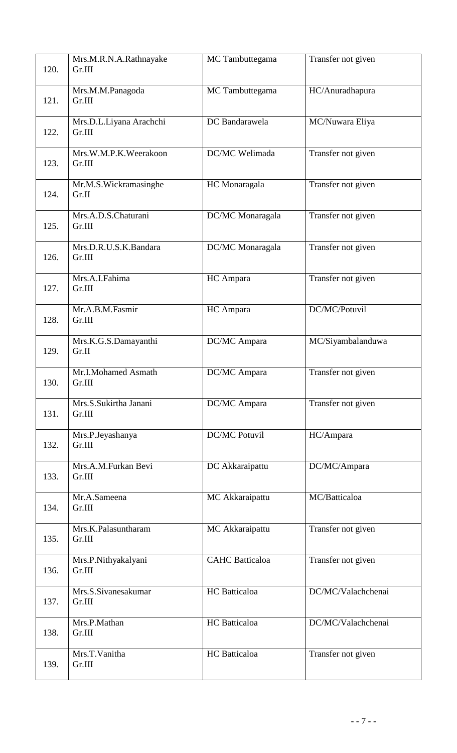| | | | |
|---|---|---|---|
| 120. | Mrs.M.R.N.A.Rathnayake Gr.III | MC Tambuttegama | Transfer not given |
| 121. | Mrs.M.M.Panagoda Gr.III | MC Tambuttegama | HC/Anuradhapura |
| 122. | Mrs.D.L.Liyana Arachchi Gr.III | DC Bandarawela | MC/Nuwara Eliya |
| 123. | Mrs.W.M.P.K.Weerakoon Gr.III | DC/MC Welimada | Transfer not given |
| 124. | Mr.M.S.Wickramasinghe Gr.II | HC Monaragala | Transfer not given |
| 125. | Mrs.A.D.S.Chaturani Gr.III | DC/MC Monaragala | Transfer not given |
| 126. | Mrs.D.R.U.S.K.Bandara Gr.III | DC/MC Monaragala | Transfer not given |
| 127. | Mrs.A.I.Fahima Gr.III | HC Ampara | Transfer not given |
| 128. | Mr.A.B.M.Fasmir Gr.III | HC Ampara | DC/MC/Potuvil |
| 129. | Mrs.K.G.S.Damayanthi Gr.II | DC/MC Ampara | MC/Siyambalanduwa |
| 130. | Mr.I.Mohamed Asmath Gr.III | DC/MC Ampara | Transfer not given |
| 131. | Mrs.S.Sukirtha Janani Gr.III | DC/MC Ampara | Transfer not given |
| 132. | Mrs.P.Jeyashanya Gr.III | DC/MC Potuvil | HC/Ampara |
| 133. | Mrs.A.M.Furkan Bevi Gr.III | DC Akkaraipattu | DC/MC/Ampara |
| 134. | Mr.A.Sameena Gr.III | MC Akkaraipattu | MC/Batticaloa |
| 135. | Mrs.K.Palasuntharam Gr.III | MC Akkaraipattu | Transfer not given |
| 136. | Mrs.P.Nithyakalyani Gr.III | CAHC Batticaloa | Transfer not given |
| 137. | Mrs.S.Sivanesakumar Gr.III | HC Batticaloa | DC/MC/Valachchenai |
| 138. | Mrs.P.Mathan Gr.III | HC Batticaloa | DC/MC/Valachchenai |
| 139. | Mrs.T.Vanitha Gr.III | HC Batticaloa | Transfer not given |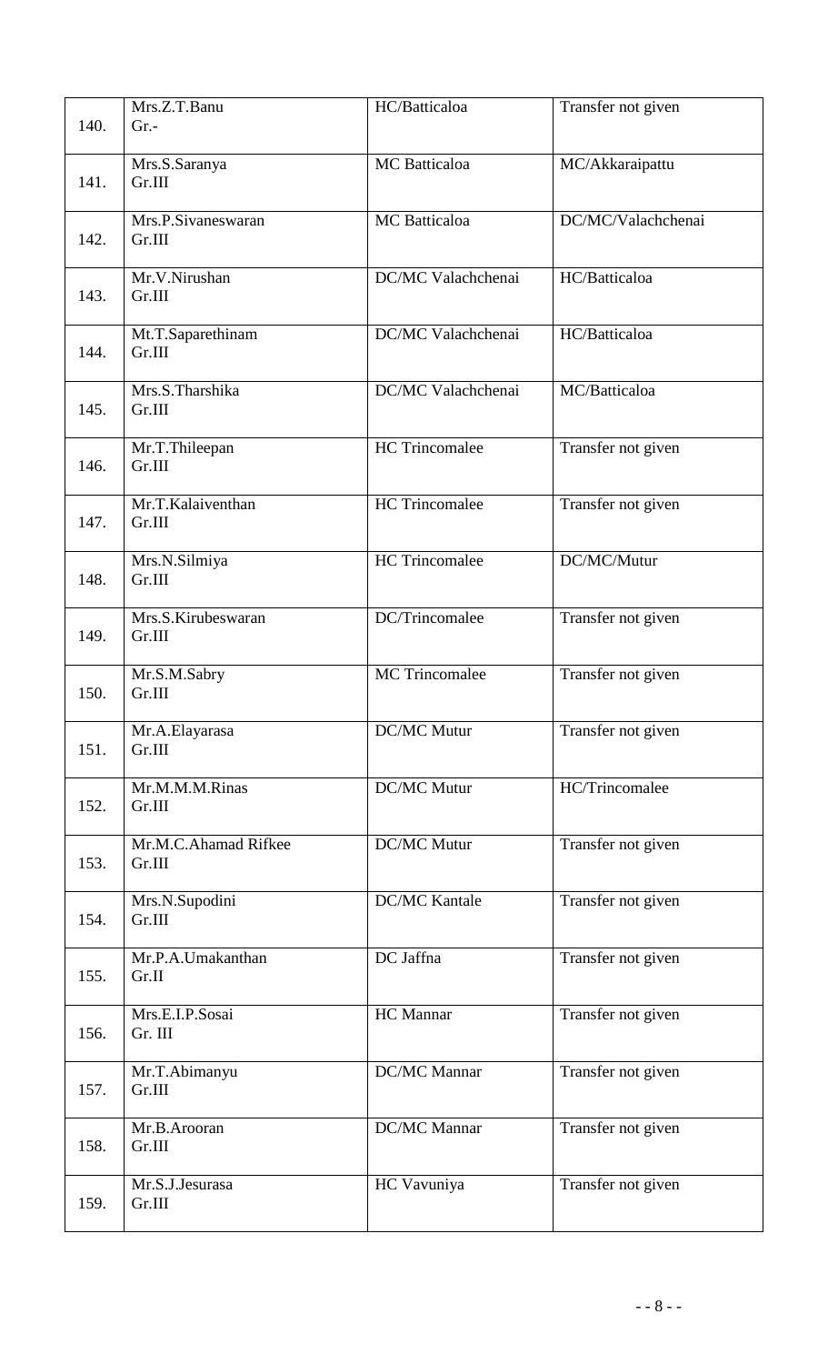| | | | |
|---|---|---|---|
| 140. | Mrs.Z.T.Banu<br>Gr.- | HC/Batticaloa | Transfer not given |
| 141. | Mrs.S.Saranya<br>Gr.III | MC Batticaloa | MC/Akkaraipattu |
| 142. | Mrs.P.Sivaneswaran<br>Gr.III | MC Batticaloa | DC/MC/Valachchenai |
| 143. | Mr.V.Nirushan<br>Gr.III | DC/MC Valachchenai | HC/Batticaloa |
| 144. | Mt.T.Saparethinam<br>Gr.III | DC/MC Valachchenai | HC/Batticaloa |
| 145. | Mrs.S.Tharshika<br>Gr.III | DC/MC Valachchenai | MC/Batticaloa |
| 146. | Mr.T.Thileepan<br>Gr.III | HC Trincomalee | Transfer not given |
| 147. | Mr.T.Kalaiventhan<br>Gr.III | HC Trincomalee | Transfer not given |
| 148. | Mrs.N.Silmiya<br>Gr.III | HC Trincomalee | DC/MC/Mutur |
| 149. | Mrs.S.Kirubeswaran<br>Gr.III | DC/Trincomalee | Transfer not given |
| 150. | Mr.S.M.Sabry<br>Gr.III | MC Trincomalee | Transfer not given |
| 151. | Mr.A.Elayarasa<br>Gr.III | DC/MC Mutur | Transfer not given |
| 152. | Mr.M.M.M.Rinas<br>Gr.III | DC/MC Mutur | HC/Trincomalee |
| 153. | Mr.M.C.Ahamad Rifkee<br>Gr.III | DC/MC Mutur | Transfer not given |
| 154. | Mrs.N.Supodini<br>Gr.III | DC/MC Kantale | Transfer not given |
| 155. | Mr.P.A.Umakanthan<br>Gr.II | DC Jaffna | Transfer not given |
| 156. | Mrs.E.I.P.Sosai<br>Gr. III | HC Mannar | Transfer not given |
| 157. | Mr.T.Abimanyu<br>Gr.III | DC/MC Mannar | Transfer not given |
| 158. | Mr.B.Arooran<br>Gr.III | DC/MC Mannar | Transfer not given |
| 159. | Mr.S.J.Jesurasa<br>Gr.III | HC Vavuniya | Transfer not given |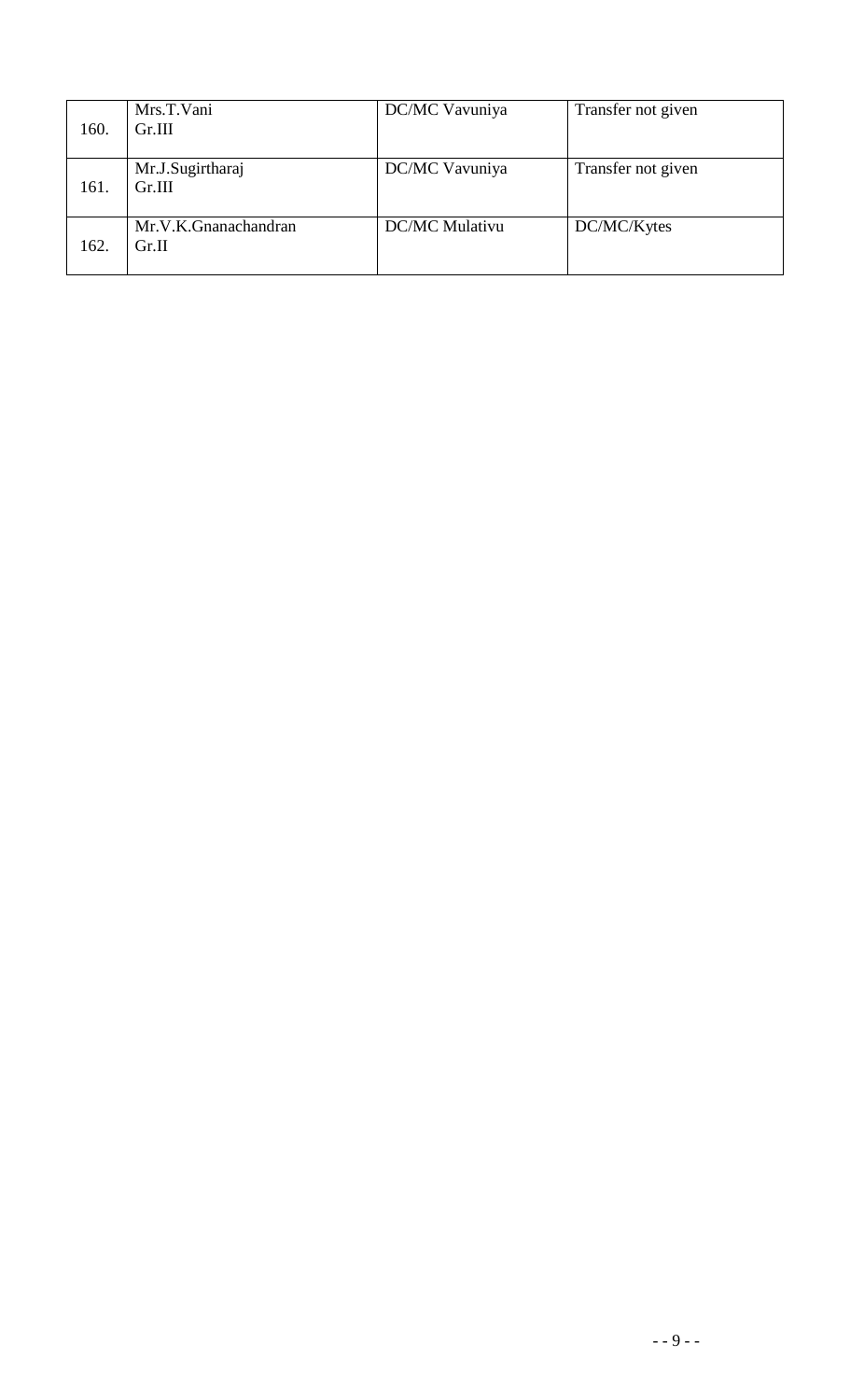| | | | |
|---|---|---|---|
| 160. | Mrs.T.Vani<br>Gr.III | DC/MC Vavuniya | Transfer not given |
| 161. | Mr.J.Sugirtharaj<br>Gr.III | DC/MC Vavuniya | Transfer not given |
| 162. | Mr.V.K.Gnanachandran<br>Gr.II | DC/MC Mulativu | DC/MC/Kytes |